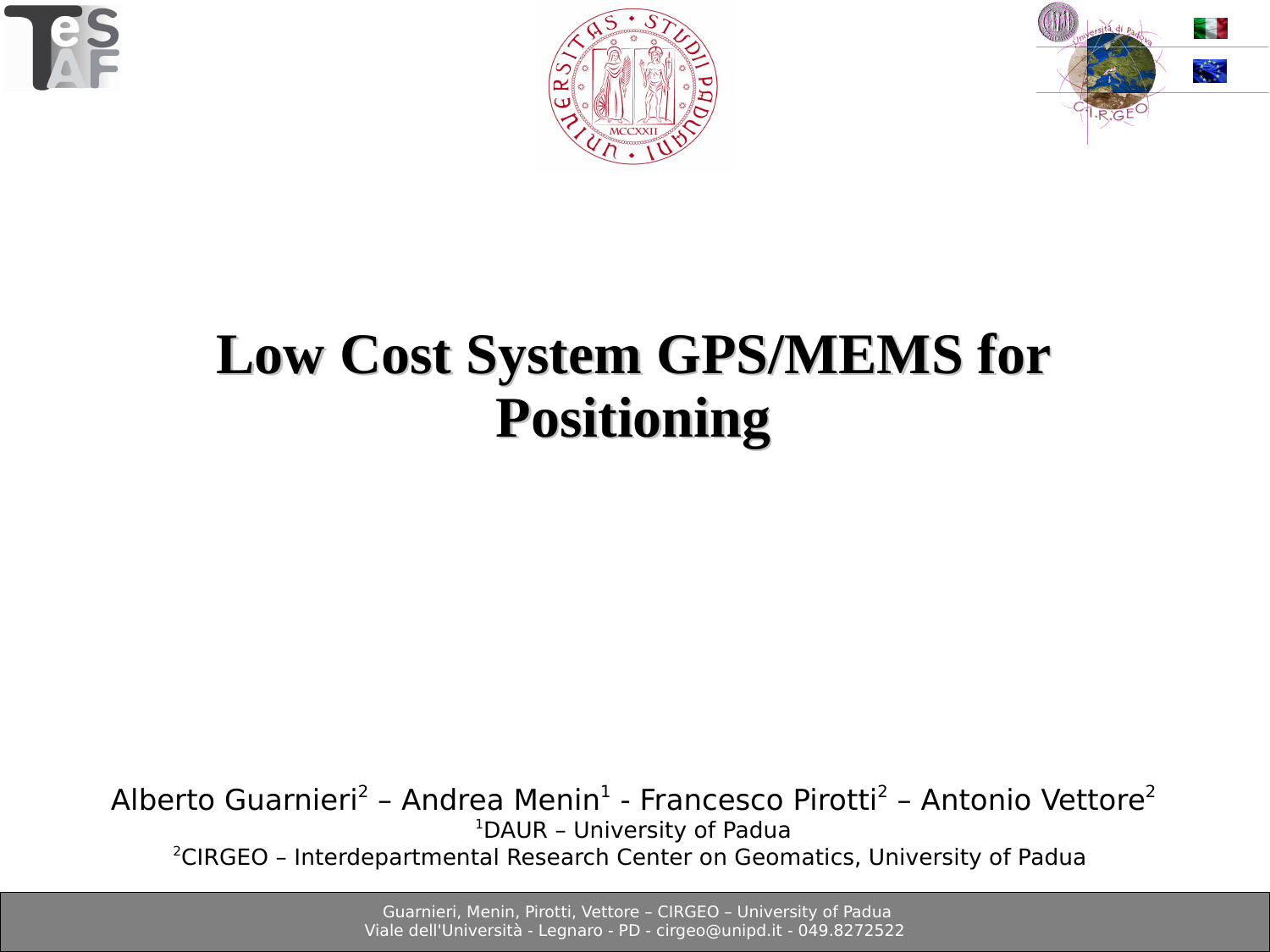# Low Cost System GPS/MEMS for Positioning

Alberto Guarnieri[2] – Andrea Menin[1] - Francesco Pirotti[2] – Antonio Vettore[2]

[1]DAUR – University of Padua

[2]CIRGEO – Interdepartmental Research Center on Geomatics, University of Padua

Guarnieri, Menin, Pirotti, Vettore – CIRGEO – University of Padua
Viale dell'Università - Legnaro - PD - cirgeo@unipd.it - 049.8272522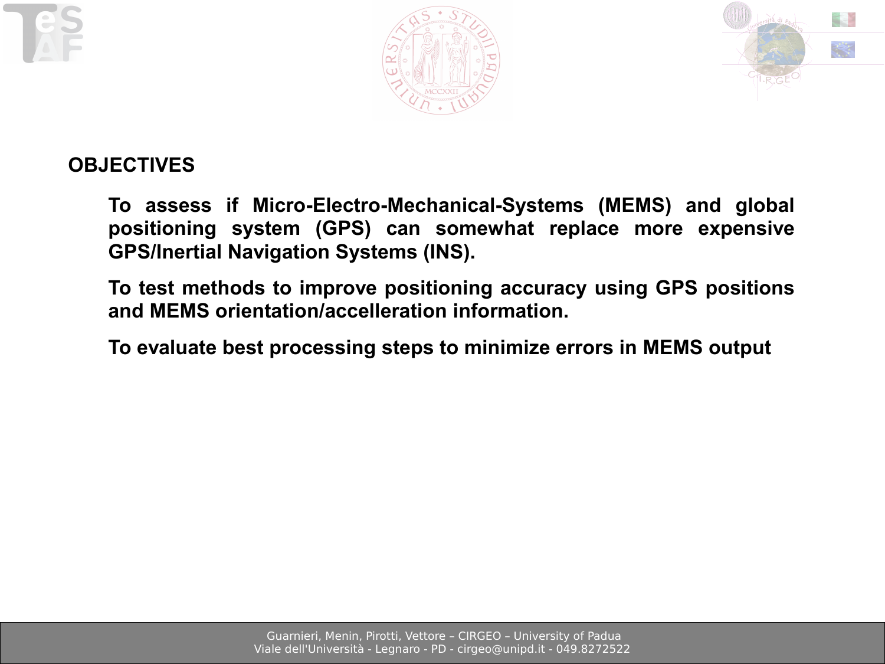## OBJECTIVES

**To assess if Micro-Electro-Mechanical-Systems (MEMS) and global positioning system (GPS) can somewhat replace more expensive GPS/Inertial Navigation Systems (INS).**

**To test methods to improve positioning accuracy using GPS positions and MEMS orientation/accelleration information.**

**To evaluate best processing steps to minimize errors in MEMS output**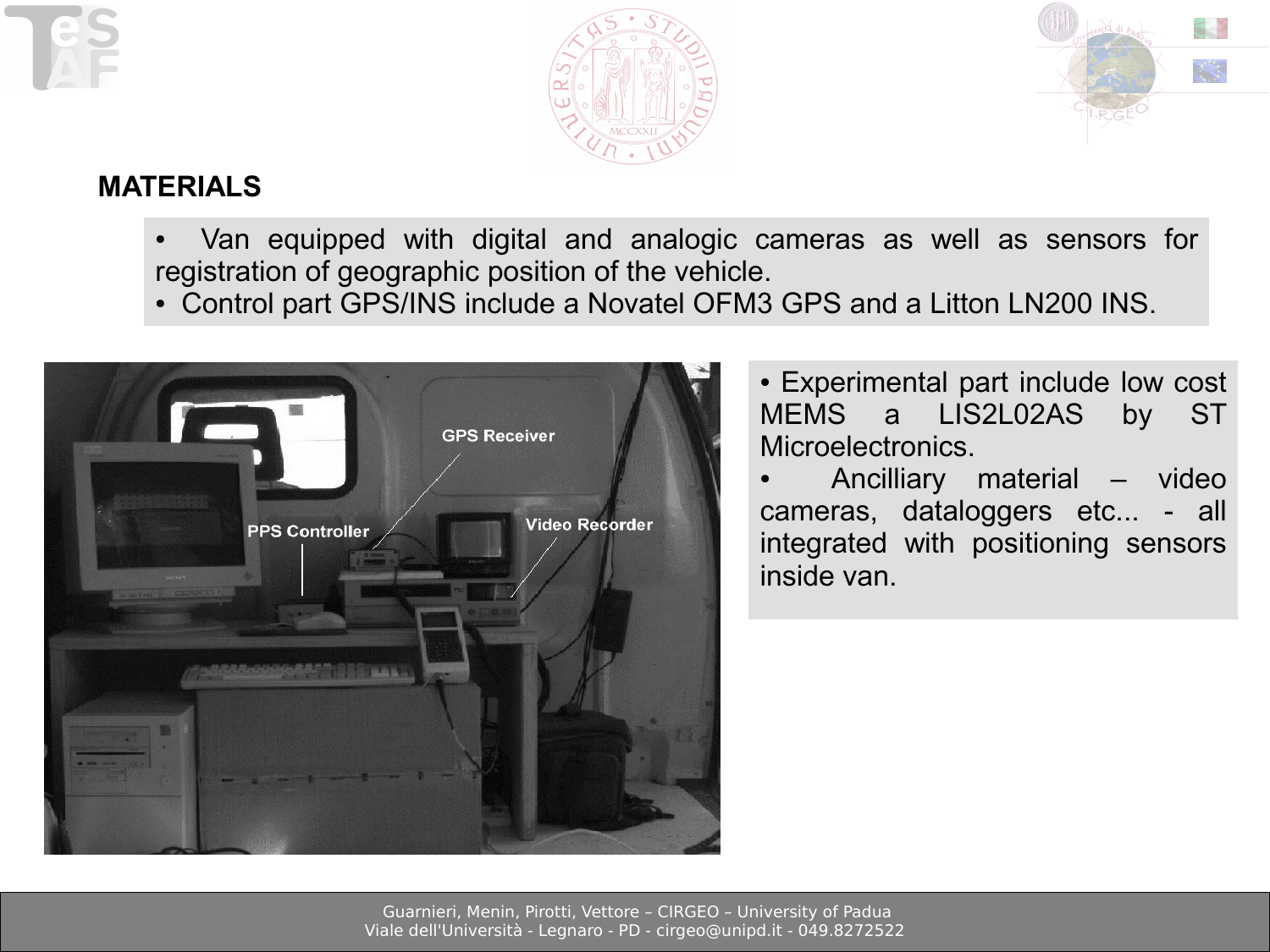## MATERIALS

- Van equipped with digital and analogic cameras as well as sensors for registration of geographic position of the vehicle.
- Control part GPS/INS include a Novatel OFM3 GPS and a Litton LN200 INS.

GPS Receiver

PPS Controller

Video Recorder

- Experimental part include low cost MEMS a LIS2L02AS by ST Microelectronics.
- Ancilliary material – video cameras, dataloggers etc... - all integrated with positioning sensors inside van.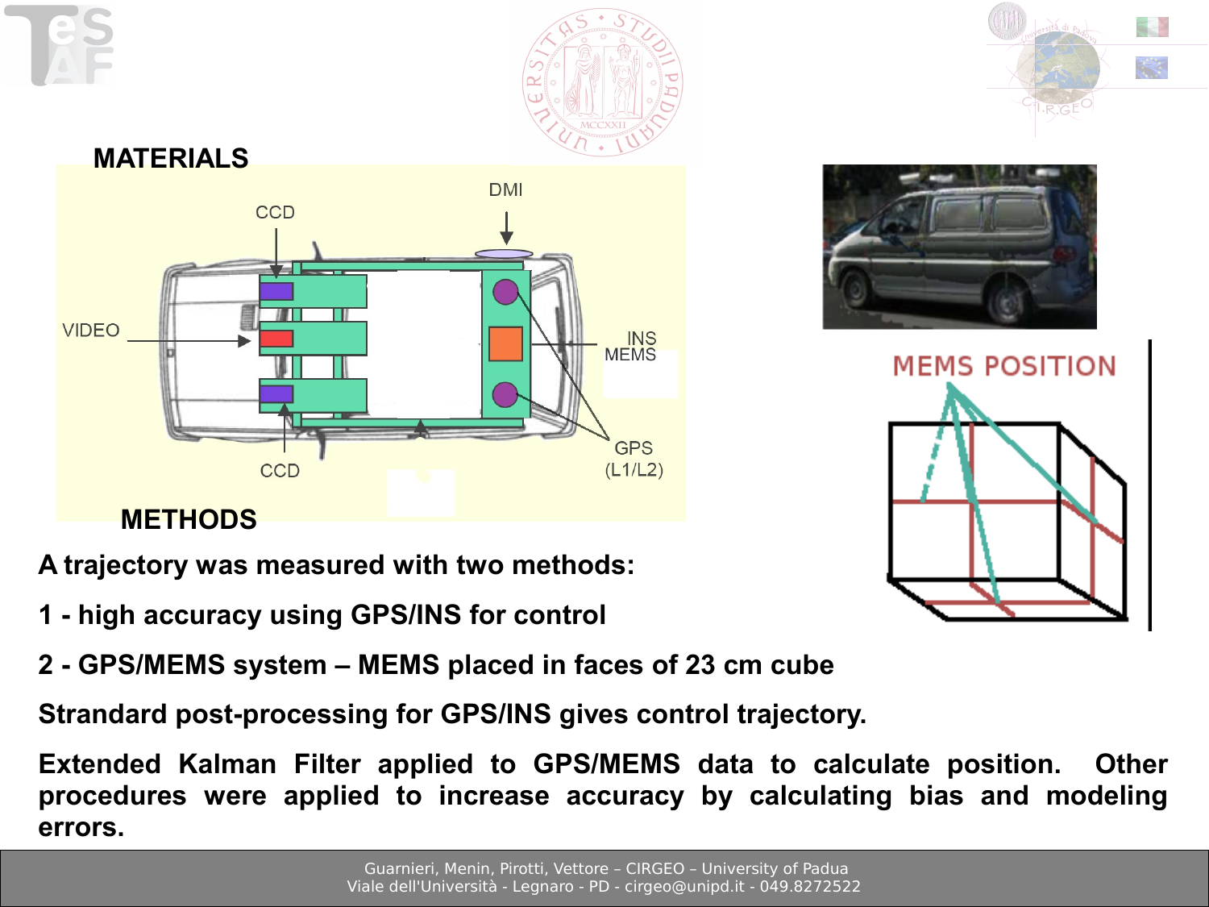## MATERIALS

CCD

DMI

VIDEO

INS MEMS

GPS (L1/L2)

CCD

MEMS POSITION

## METHODS

**A trajectory was measured with two methods:**

**1 - high accuracy using GPS/INS for control**

**2 - GPS/MEMS system – MEMS placed in faces of 23 cm cube**

**Strandard post-processing for GPS/INS gives control trajectory.**

**Extended Kalman Filter applied to GPS/MEMS data to calculate position. Other procedures were applied to increase accuracy by calculating bias and modeling errors.**

Guarnieri, Menin, Pirotti, Vettore – CIRGEO – University of Padua
Viale dell'Università - Legnaro - PD - cirgeo@unipd.it - 049.8272522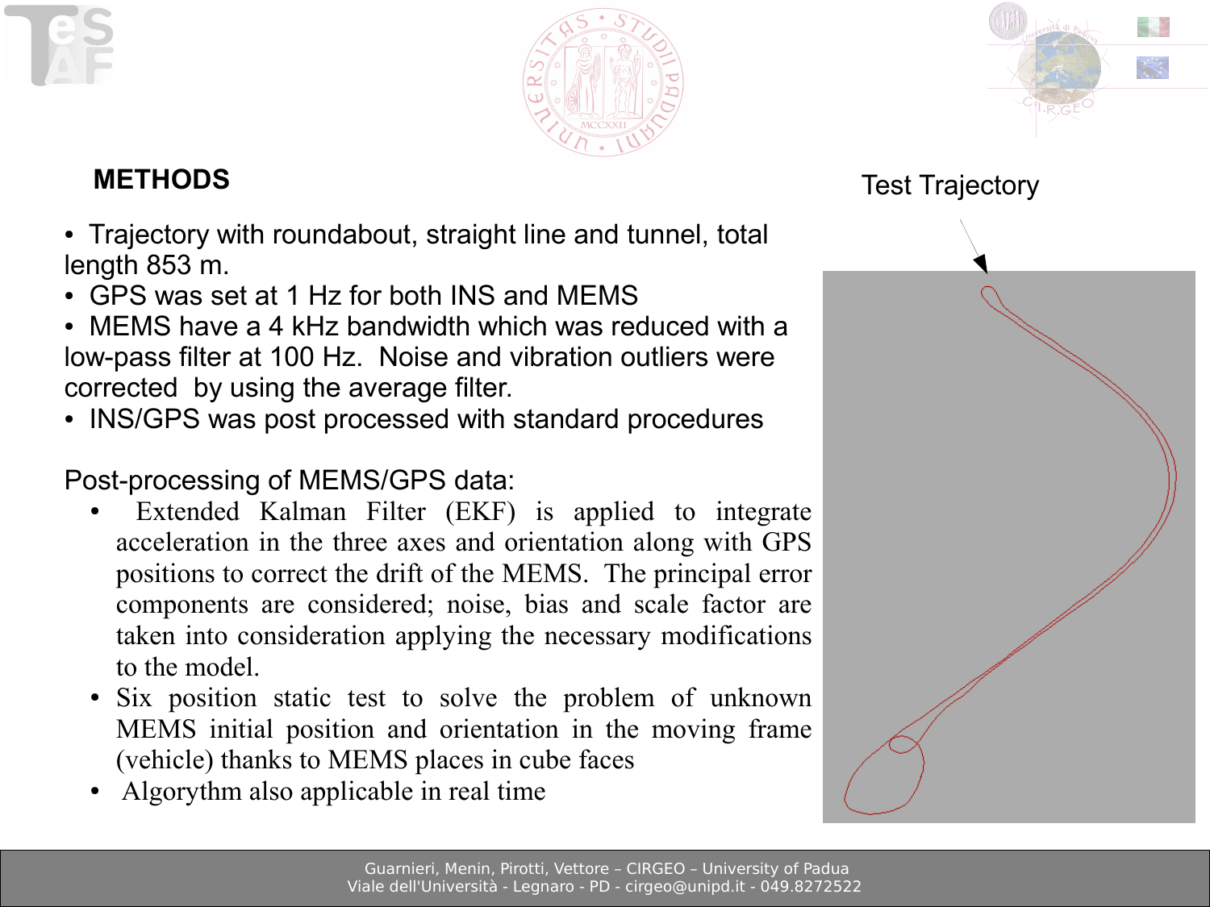## METHODS

- Trajectory with roundabout, straight line and tunnel, total length 853 m.
- GPS was set at 1 Hz for both INS and MEMS
- MEMS have a 4 kHz bandwidth which was reduced with a low-pass filter at 100 Hz. Noise and vibration outliers were corrected by using the average filter.
- INS/GPS was post processed with standard procedures

Post-processing of MEMS/GPS data:

- Extended Kalman Filter (EKF) is applied to integrate acceleration in the three axes and orientation along with GPS positions to correct the drift of the MEMS. The principal error components are considered; noise, bias and scale factor are taken into consideration applying the necessary modifications to the model.
- Six position static test to solve the problem of unknown MEMS initial position and orientation in the moving frame (vehicle) thanks to MEMS places in cube faces
- Algorythm also applicable in real time

Test Trajectory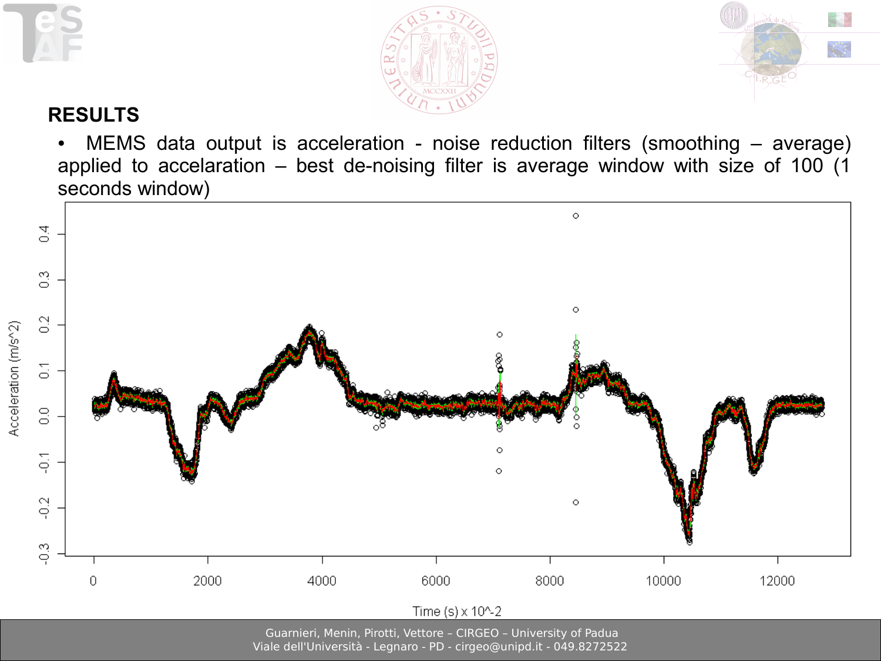## RESULTS

- MEMS data output is acceleration - noise reduction filters (smoothing – average) applied to accelaration – best de-noising filter is average window with size of 100 (1 seconds window)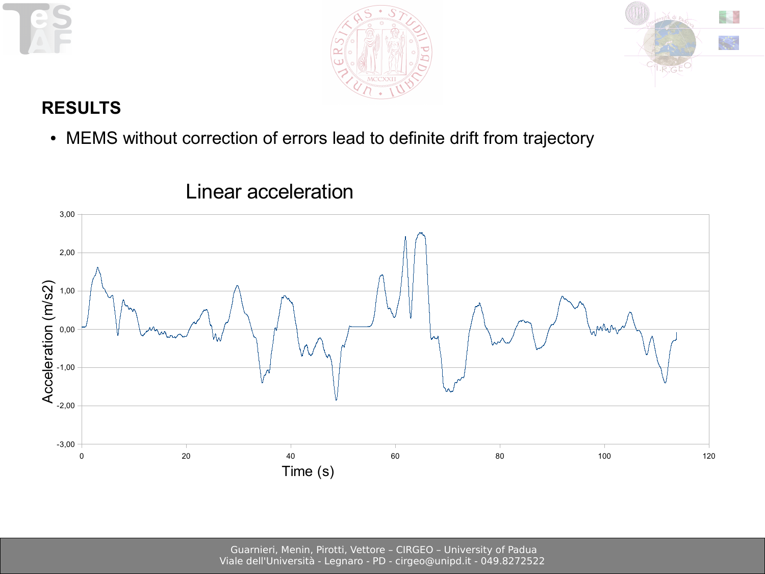## RESULTS

- MEMS without correction of errors lead to definite drift from trajectory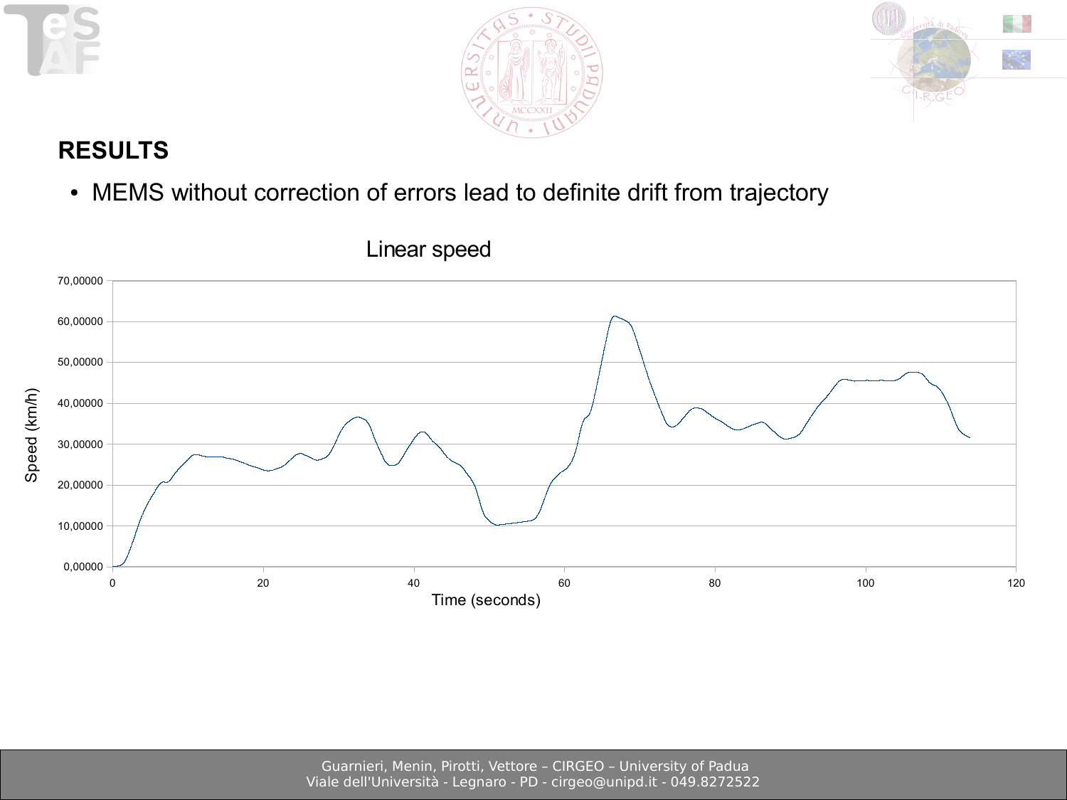## RESULTS

- MEMS without correction of errors lead to definite drift from trajectory

Linear speed

Speed (km/h)

70,00000
60,00000
50,00000
40,00000
30,00000
20,00000
10,00000
0,00000

0 20 40 60 80 100 120

Time (seconds)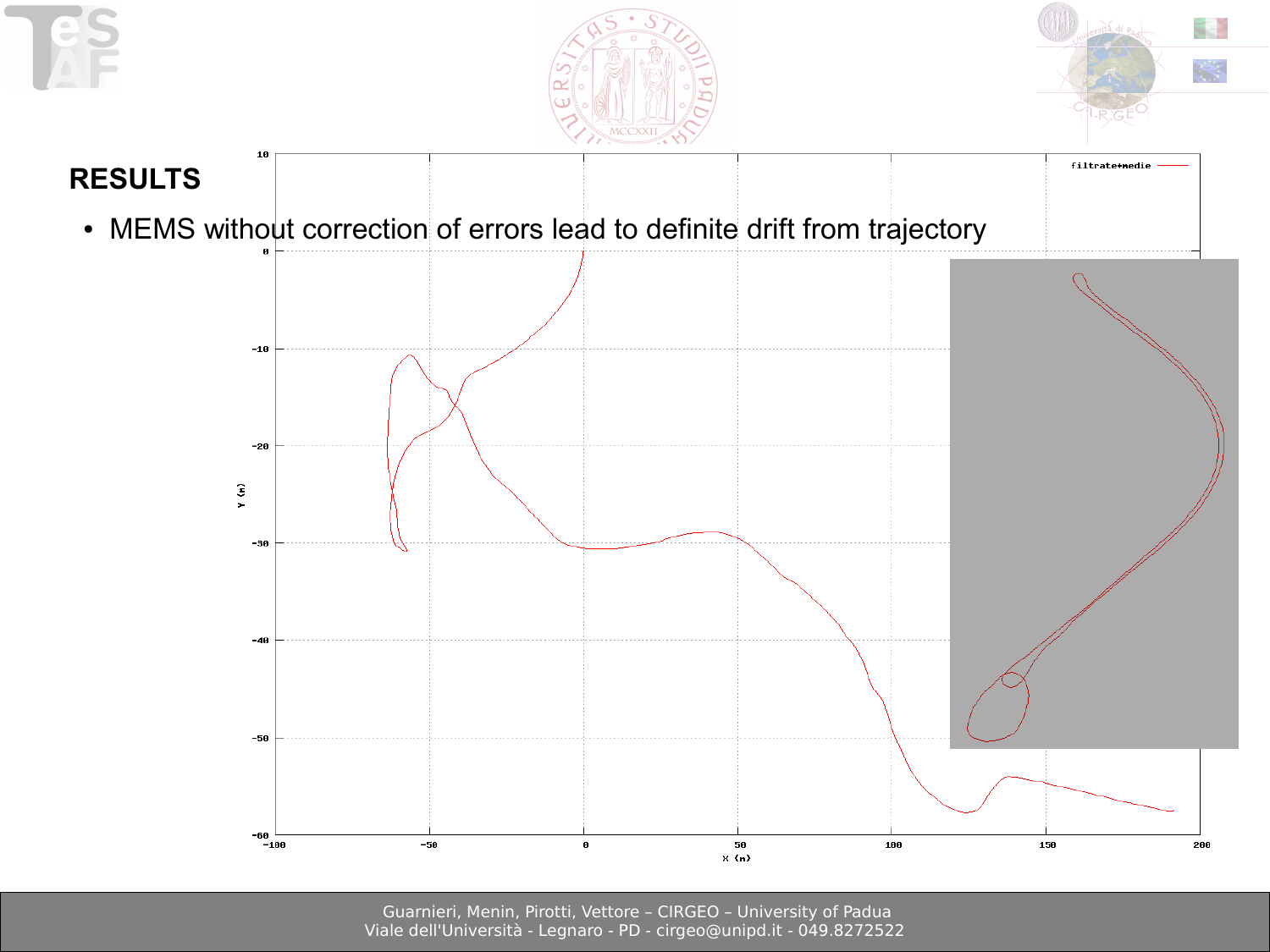## RESULTS

- MEMS without correction of errors lead to definite drift from trajectory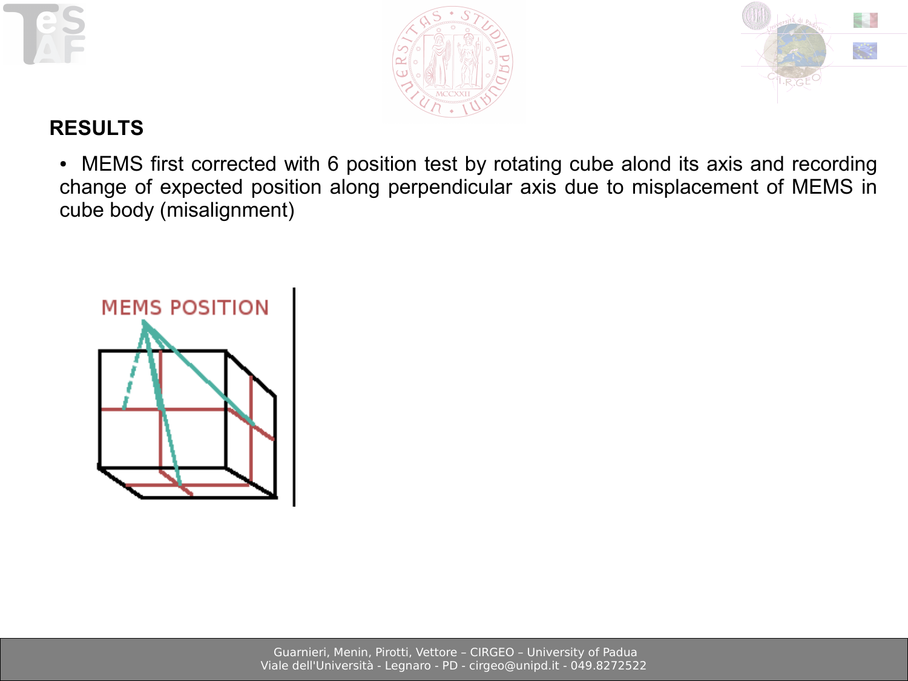## RESULTS

- MEMS first corrected with 6 position test by rotating cube alond its axis and recording change of expected position along perpendicular axis due to misplacement of MEMS in cube body (misalignment)

MEMS POSITION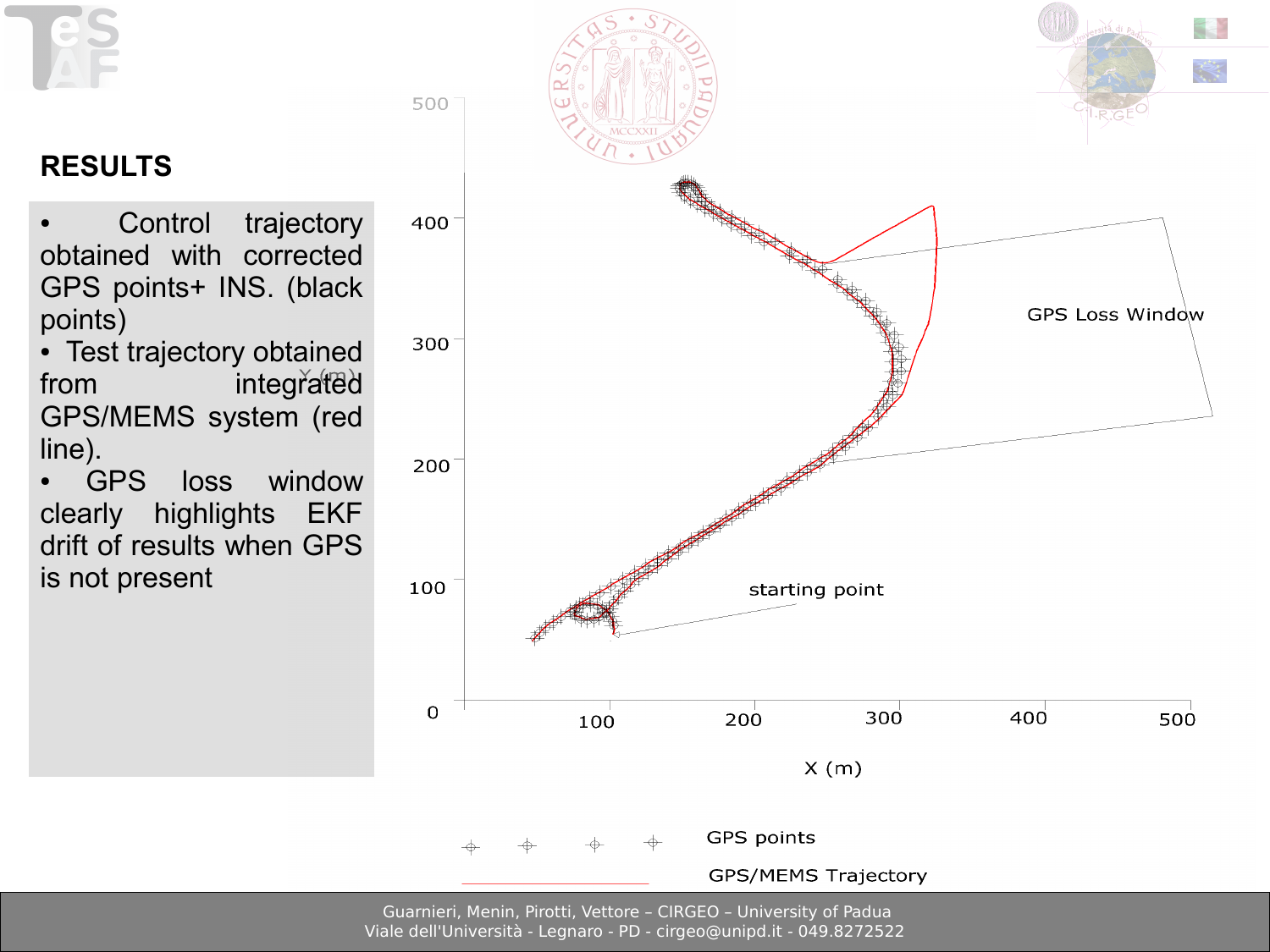## RESULTS

- Control trajectory obtained with corrected GPS points+ INS. (black points)
- Test trajectory obtained from integrated GPS/MEMS system (red line).
- GPS loss window clearly highlights EKF drift of results when GPS is not present

Y (m)

500

400

300

200

100

0

100 200 300 400 500

X (m)

GPS Loss Window

starting point

GPS points

GPS/MEMS Trajectory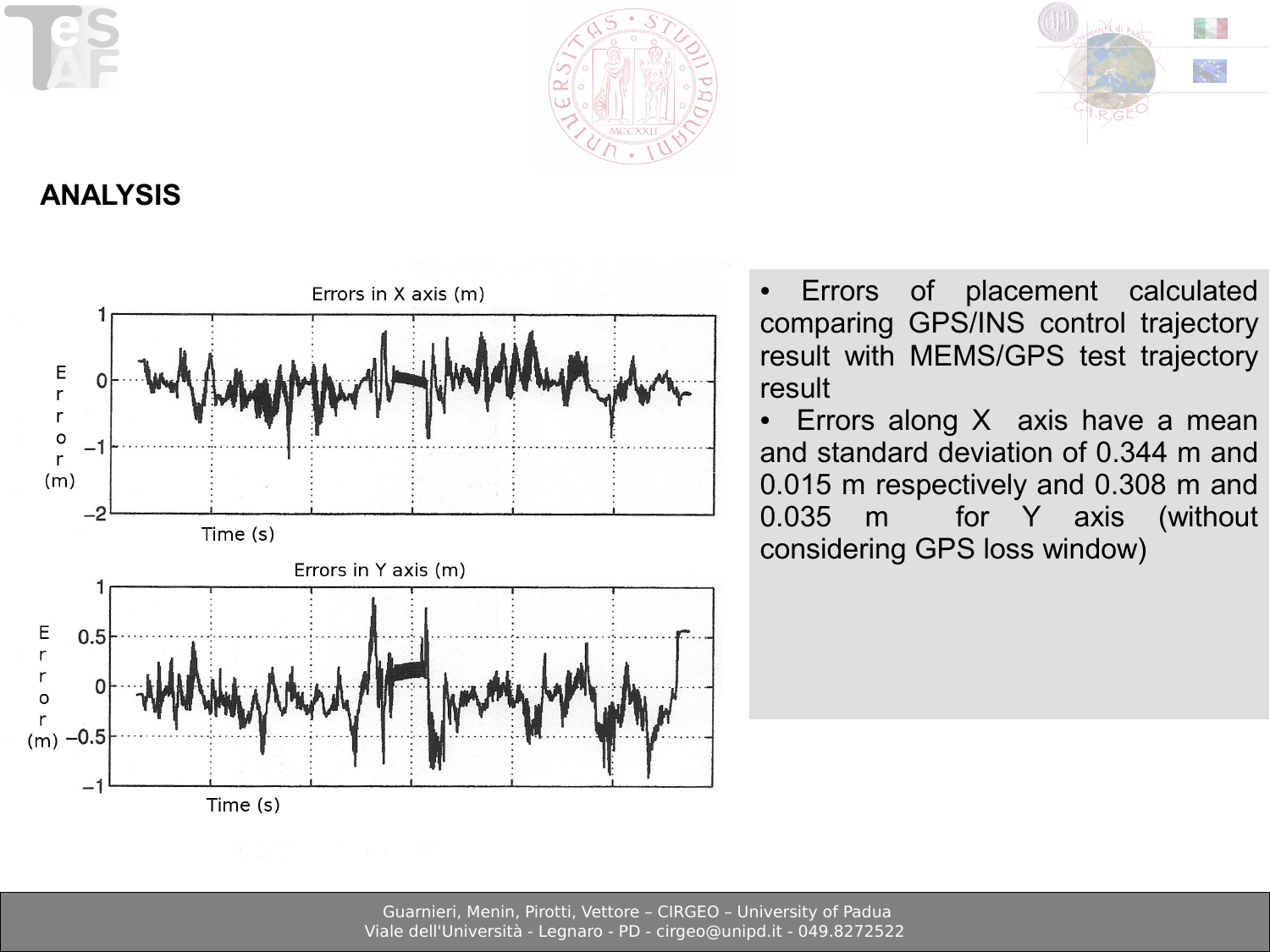## ANALYSIS

- Errors of placement calculated comparing GPS/INS control trajectory result with MEMS/GPS test trajectory result
- Errors along X axis have a mean and standard deviation of 0.344 m and 0.015 m respectively and 0.308 m and 0.035 m for Y axis (without considering GPS loss window)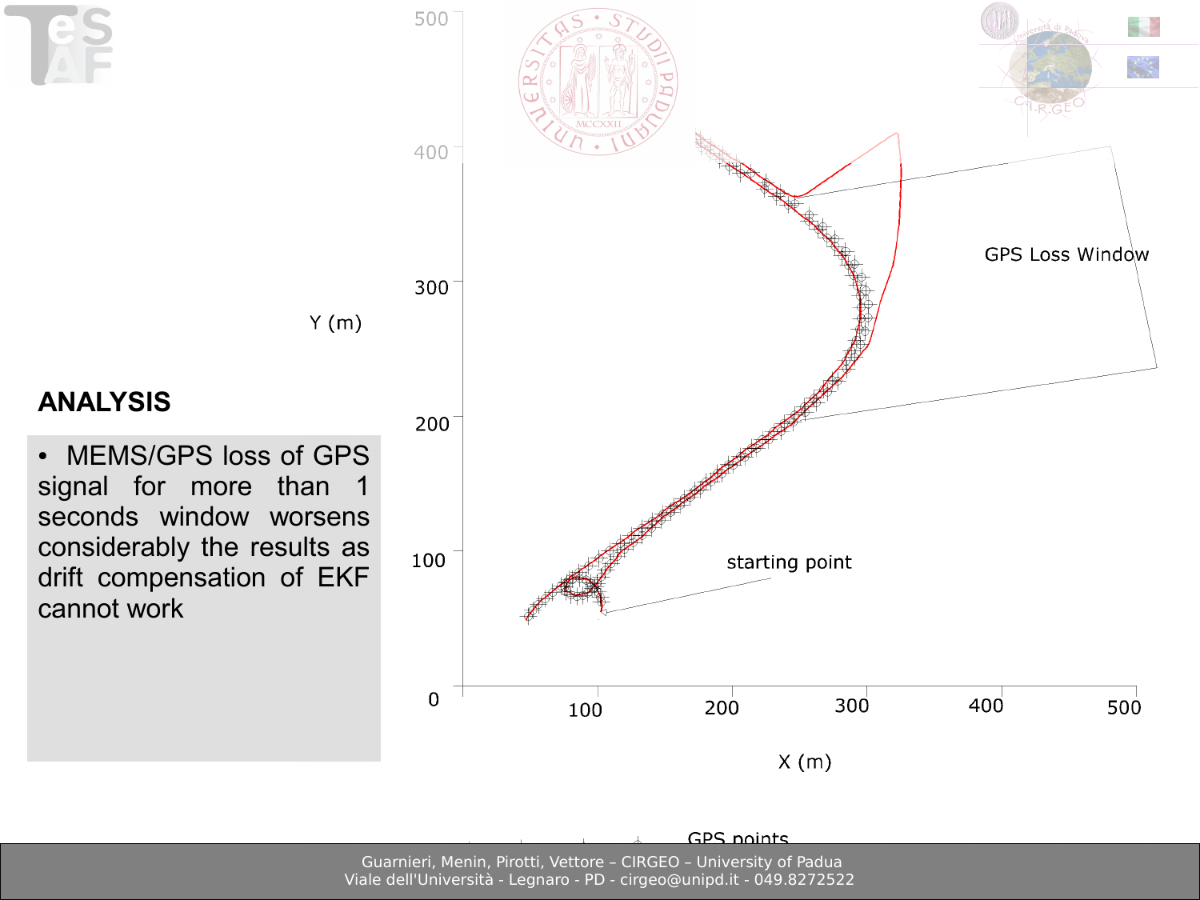## ANALYSIS

- MEMS/GPS loss of GPS signal for more than 1 seconds window worsens considerably the results as drift compensation of EKF cannot work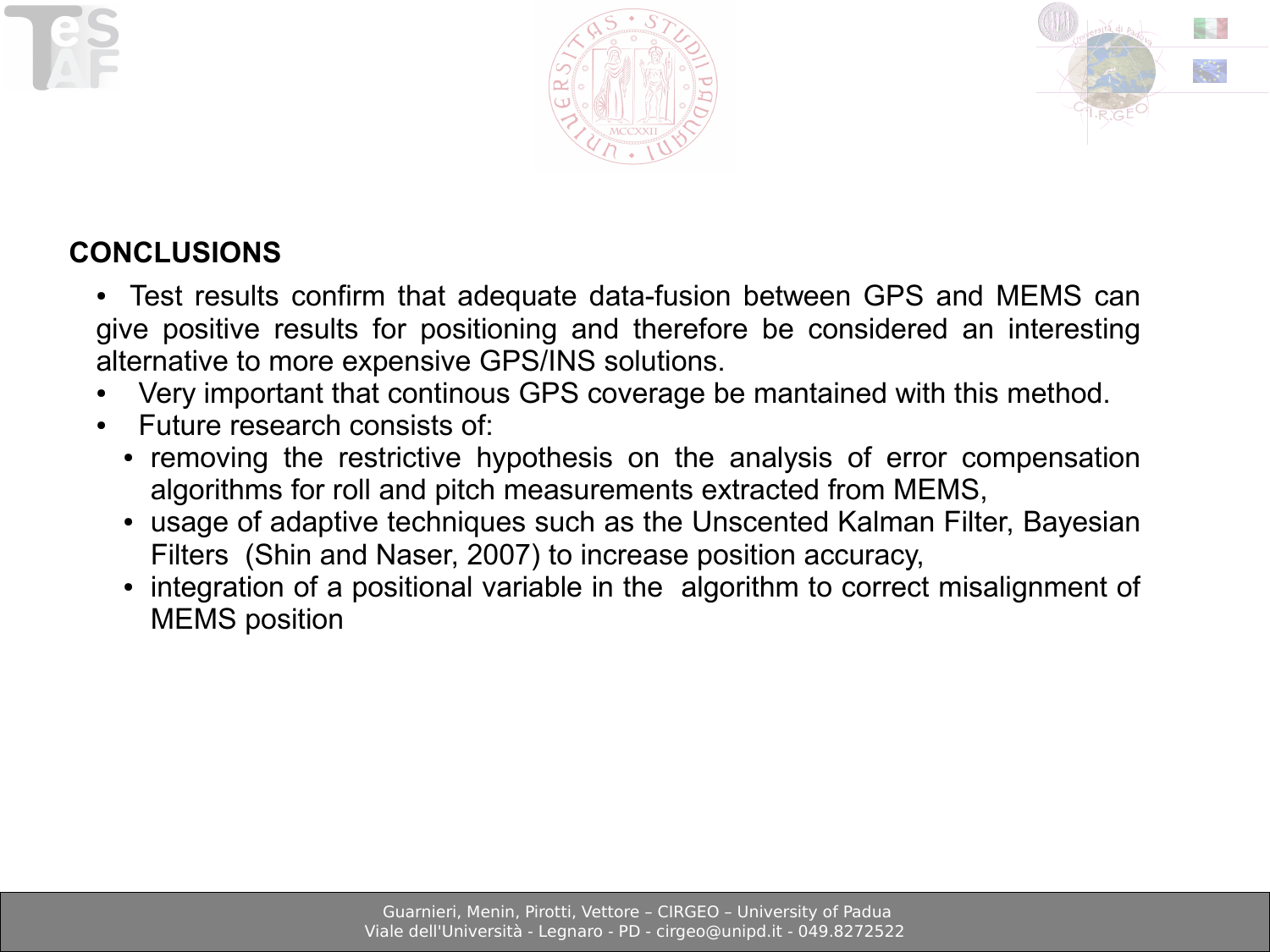## CONCLUSIONS

- Test results confirm that adequate data-fusion between GPS and MEMS can give positive results for positioning and therefore be considered an interesting alternative to more expensive GPS/INS solutions.
- Very important that continous GPS coverage be mantained with this method.
- Future research consists of:
  - removing the restrictive hypothesis on the analysis of error compensation algorithms for roll and pitch measurements extracted from MEMS,
  - usage of adaptive techniques such as the Unscented Kalman Filter, Bayesian Filters (Shin and Naser, 2007) to increase position accuracy,
  - integration of a positional variable in the algorithm to correct misalignment of MEMS position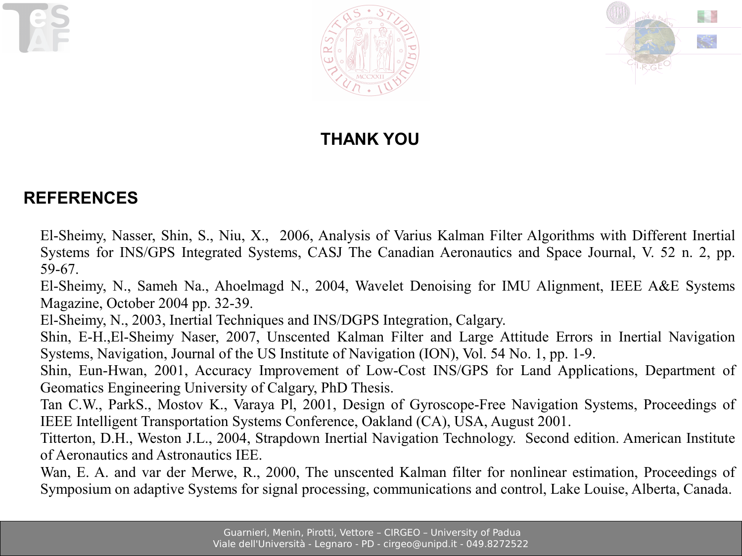## THANK YOU

## REFERENCES

El-Sheimy, Nasser, Shin, S., Niu, X., 2006, Analysis of Varius Kalman Filter Algorithms with Different Inertial Systems for INS/GPS Integrated Systems, CASJ The Canadian Aeronautics and Space Journal, V. 52 n. 2, pp. 59-67.

El-Sheimy, N., Sameh Na., Ahoelmagd N., 2004, Wavelet Denoising for IMU Alignment, IEEE A&E Systems Magazine, October 2004 pp. 32-39.

El-Sheimy, N., 2003, Inertial Techniques and INS/DGPS Integration, Calgary.

Shin, E-H.,El-Sheimy Naser, 2007, Unscented Kalman Filter and Large Attitude Errors in Inertial Navigation Systems, Navigation, Journal of the US Institute of Navigation (ION), Vol. 54 No. 1, pp. 1-9.

Shin, Eun-Hwan, 2001, Accuracy Improvement of Low-Cost INS/GPS for Land Applications, Department of Geomatics Engineering University of Calgary, PhD Thesis.

Tan C.W., ParkS., Mostov K., Varaya Pl, 2001, Design of Gyroscope-Free Navigation Systems, Proceedings of IEEE Intelligent Transportation Systems Conference, Oakland (CA), USA, August 2001.

Titterton, D.H., Weston J.L., 2004, Strapdown Inertial Navigation Technology. Second edition. American Institute of Aeronautics and Astronautics IEE.

Wan, E. A. and var der Merwe, R., 2000, The unscented Kalman filter for nonlinear estimation, Proceedings of Symposium on adaptive Systems for signal processing, communications and control, Lake Louise, Alberta, Canada.